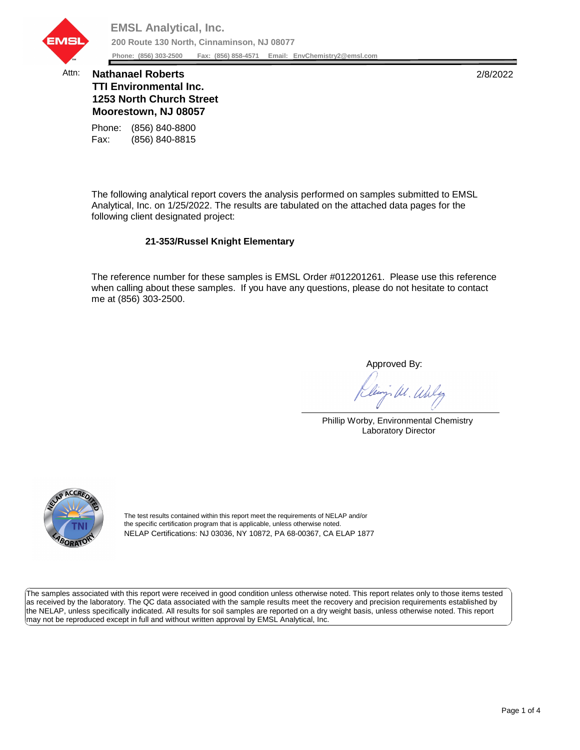**EMSL Analytical, Inc.**

**200 Route 130 North, Cinnaminson, NJ 08077**

**Phone: (856) 303-2500 Fax: (856) 858-4571 Email: EnvChemistry2@emsl.com**

Attn: **Nathanael Roberts**
**TTI Environmental Inc.**
**1253 North Church Street**
**Moorestown, NJ 08057**

2/8/2022

Phone: (856) 840-8800
Fax: (856) 840-8815

The following analytical report covers the analysis performed on samples submitted to EMSL Analytical, Inc. on 1/25/2022. The results are tabulated on the attached data pages for the following client designated project:

**21-353/Russel Knight Elementary**

The reference number for these samples is EMSL Order #012201261. Please use this reference when calling about these samples. If you have any questions, please do not hesitate to contact me at (856) 303-2500.

Approved By:

Phillip Worby, Environmental Chemistry
Laboratory Director

The test results contained within this report meet the requirements of NELAP and/or the specific certification program that is applicable, unless otherwise noted.
NELAP Certifications: NJ 03036, NY 10872, PA 68-00367, CA ELAP 1877

The samples associated with this report were received in good condition unless otherwise noted. This report relates only to those items tested as received by the laboratory. The QC data associated with the sample results meet the recovery and precision requirements established by the NELAP, unless specifically indicated. All results for soil samples are reported on a dry weight basis, unless otherwise noted. This report may not be reproduced except in full and without written approval by EMSL Analytical, Inc.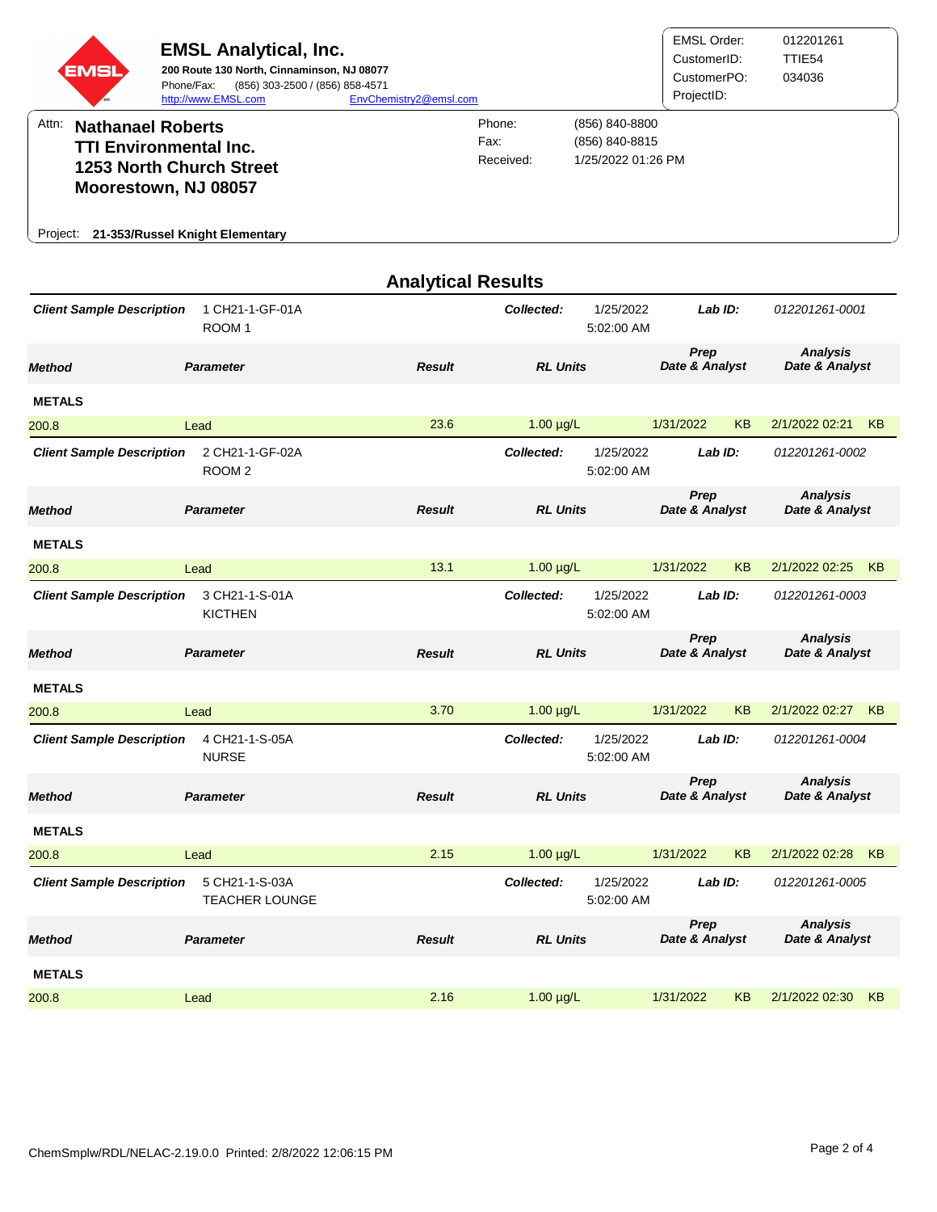## EMSL Analytical, Inc.

**200 Route 130 North, Cinnaminson, NJ 08077**
Phone/Fax: (856) 303-2500 / (856) 858-4571
http://www.EMSL.com EnvChemistry2@emsl.com

EMSL Order: 012201261
CustomerID: TTIE54
CustomerPO: 034036
ProjectID:

Attn: **Nathanael Roberts**
**TTI Environmental Inc.**
**1253 North Church Street**
**Moorestown, NJ 08057**

Phone: (856) 840-8800
Fax: (856) 840-8815
Received: 1/25/2022 01:26 PM

Project: **21-353/Russel Knight Elementary**

## Analytical Results

**Client Sample Description:** 1 CH21-1-GF-01A ROOM 1
**Collected:** 1/25/2022 5:02:00 AM
**Lab ID:** 012201261-0001

| Method | Parameter | Result | RL Units | Prep Date & Analyst | | Analysis Date & Analyst | |
|---|---|---|---|---|---|---|---|
| **METALS** | | | | | | | |
| 200.8 | Lead | 23.6 | 1.00 µg/L | 1/31/2022 | KB | 2/1/2022 02:21 | KB |

**Client Sample Description:** 2 CH21-1-GF-02A ROOM 2
**Collected:** 1/25/2022 5:02:00 AM
**Lab ID:** 012201261-0002

| Method | Parameter | Result | RL Units | Prep Date & Analyst | | Analysis Date & Analyst | |
|---|---|---|---|---|---|---|---|
| **METALS** | | | | | | | |
| 200.8 | Lead | 13.1 | 1.00 µg/L | 1/31/2022 | KB | 2/1/2022 02:25 | KB |

**Client Sample Description:** 3 CH21-1-S-01A KICTHEN
**Collected:** 1/25/2022 5:02:00 AM
**Lab ID:** 012201261-0003

| Method | Parameter | Result | RL Units | Prep Date & Analyst | | Analysis Date & Analyst | |
|---|---|---|---|---|---|---|---|
| **METALS** | | | | | | | |
| 200.8 | Lead | 3.70 | 1.00 µg/L | 1/31/2022 | KB | 2/1/2022 02:27 | KB |

**Client Sample Description:** 4 CH21-1-S-05A NURSE
**Collected:** 1/25/2022 5:02:00 AM
**Lab ID:** 012201261-0004

| Method | Parameter | Result | RL Units | Prep Date & Analyst | | Analysis Date & Analyst | |
|---|---|---|---|---|---|---|---|
| **METALS** | | | | | | | |
| 200.8 | Lead | 2.15 | 1.00 µg/L | 1/31/2022 | KB | 2/1/2022 02:28 | KB |

**Client Sample Description:** 5 CH21-1-S-03A TEACHER LOUNGE
**Collected:** 1/25/2022 5:02:00 AM
**Lab ID:** 012201261-0005

| Method | Parameter | Result | RL Units | Prep Date & Analyst | | Analysis Date & Analyst | |
|---|---|---|---|---|---|---|---|
| **METALS** | | | | | | | |
| 200.8 | Lead | 2.16 | 1.00 µg/L | 1/31/2022 | KB | 2/1/2022 02:30 | KB |

ChemSmplw/RDL/NELAC-2.19.0.0 Printed: 2/8/2022 12:06:15 PM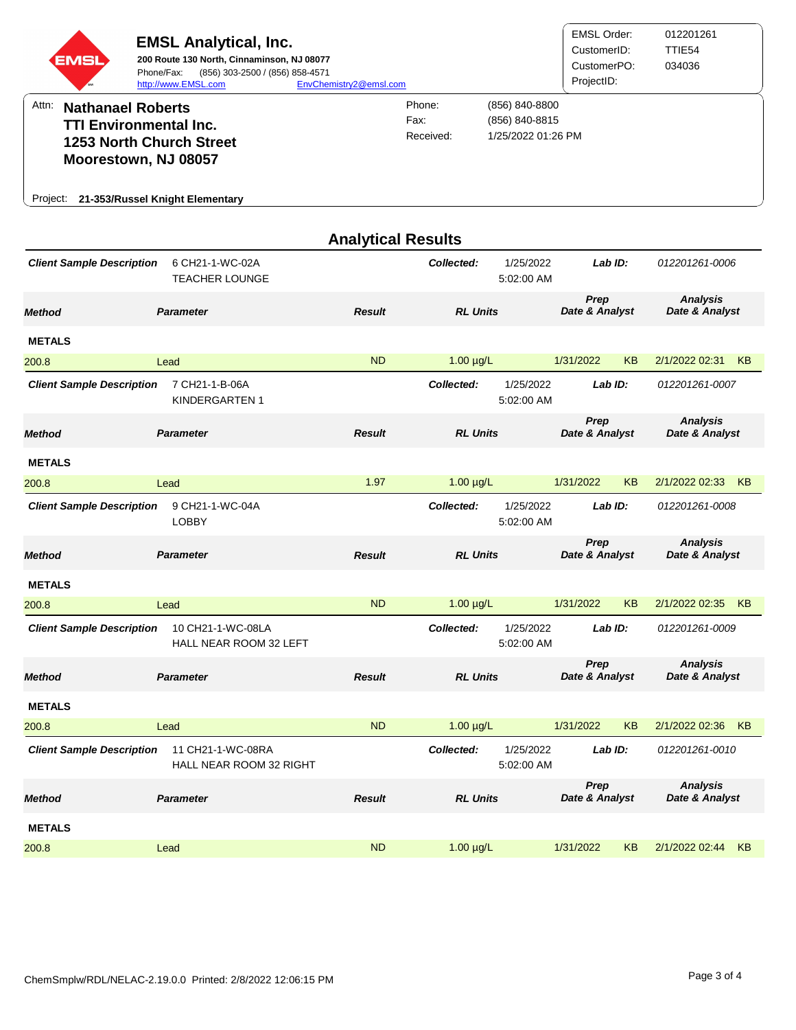**EMSL Analytical, Inc.**
**200 Route 130 North, Cinnaminson, NJ 08077**
Phone/Fax: (856) 303-2500 / (856) 858-4571
http://www.EMSL.com EnvChemistry2@emsl.com

| | |
|---|---|
| EMSL Order: | 012201261 |
| CustomerID: | TTIE54 |
| CustomerPO: | 034036 |
| ProjectID: | |

Attn: **Nathanael Roberts**
**TTI Environmental Inc.**
**1253 North Church Street**
**Moorestown, NJ 08057**

| | |
|---|---|
| Phone: | (856) 840-8800 |
| Fax: | (856) 840-8815 |
| Received: | 1/25/2022 01:26 PM |

Project: **21-353/Russel Knight Elementary**

## Analytical Results

***Client Sample Description*** 6 CH21-1-WC-02A TEACHER LOUNGE — ***Collected:*** 1/25/2022 5:02:00 AM — ***Lab ID:*** *012201261-0006*

| Method | Parameter | Result | RL Units | Prep Date & Analyst | | Analysis Date & Analyst | |
|---|---|---|---|---|---|---|---|
| **METALS** | | | | | | | |
| 200.8 | Lead | ND | 1.00 µg/L | 1/31/2022 | KB | 2/1/2022 02:31 | KB |

***Client Sample Description*** 7 CH21-1-B-06A KINDERGARTEN 1 — ***Collected:*** 1/25/2022 5:02:00 AM — ***Lab ID:*** *012201261-0007*

| Method | Parameter | Result | RL Units | Prep Date & Analyst | | Analysis Date & Analyst | |
|---|---|---|---|---|---|---|---|
| **METALS** | | | | | | | |
| 200.8 | Lead | 1.97 | 1.00 µg/L | 1/31/2022 | KB | 2/1/2022 02:33 | KB |

***Client Sample Description*** 9 CH21-1-WC-04A LOBBY — ***Collected:*** 1/25/2022 5:02:00 AM — ***Lab ID:*** *012201261-0008*

| Method | Parameter | Result | RL Units | Prep Date & Analyst | | Analysis Date & Analyst | |
|---|---|---|---|---|---|---|---|
| **METALS** | | | | | | | |
| 200.8 | Lead | ND | 1.00 µg/L | 1/31/2022 | KB | 2/1/2022 02:35 | KB |

***Client Sample Description*** 10 CH21-1-WC-08LA HALL NEAR ROOM 32 LEFT — ***Collected:*** 1/25/2022 5:02:00 AM — ***Lab ID:*** *012201261-0009*

| Method | Parameter | Result | RL Units | Prep Date & Analyst | | Analysis Date & Analyst | |
|---|---|---|---|---|---|---|---|
| **METALS** | | | | | | | |
| 200.8 | Lead | ND | 1.00 µg/L | 1/31/2022 | KB | 2/1/2022 02:36 | KB |

***Client Sample Description*** 11 CH21-1-WC-08RA HALL NEAR ROOM 32 RIGHT — ***Collected:*** 1/25/2022 5:02:00 AM — ***Lab ID:*** *012201261-0010*

| Method | Parameter | Result | RL Units | Prep Date & Analyst | | Analysis Date & Analyst | |
|---|---|---|---|---|---|---|---|
| **METALS** | | | | | | | |
| 200.8 | Lead | ND | 1.00 µg/L | 1/31/2022 | KB | 2/1/2022 02:44 | KB |

ChemSmplw/RDL/NELAC-2.19.0.0 Printed: 2/8/2022 12:06:15 PM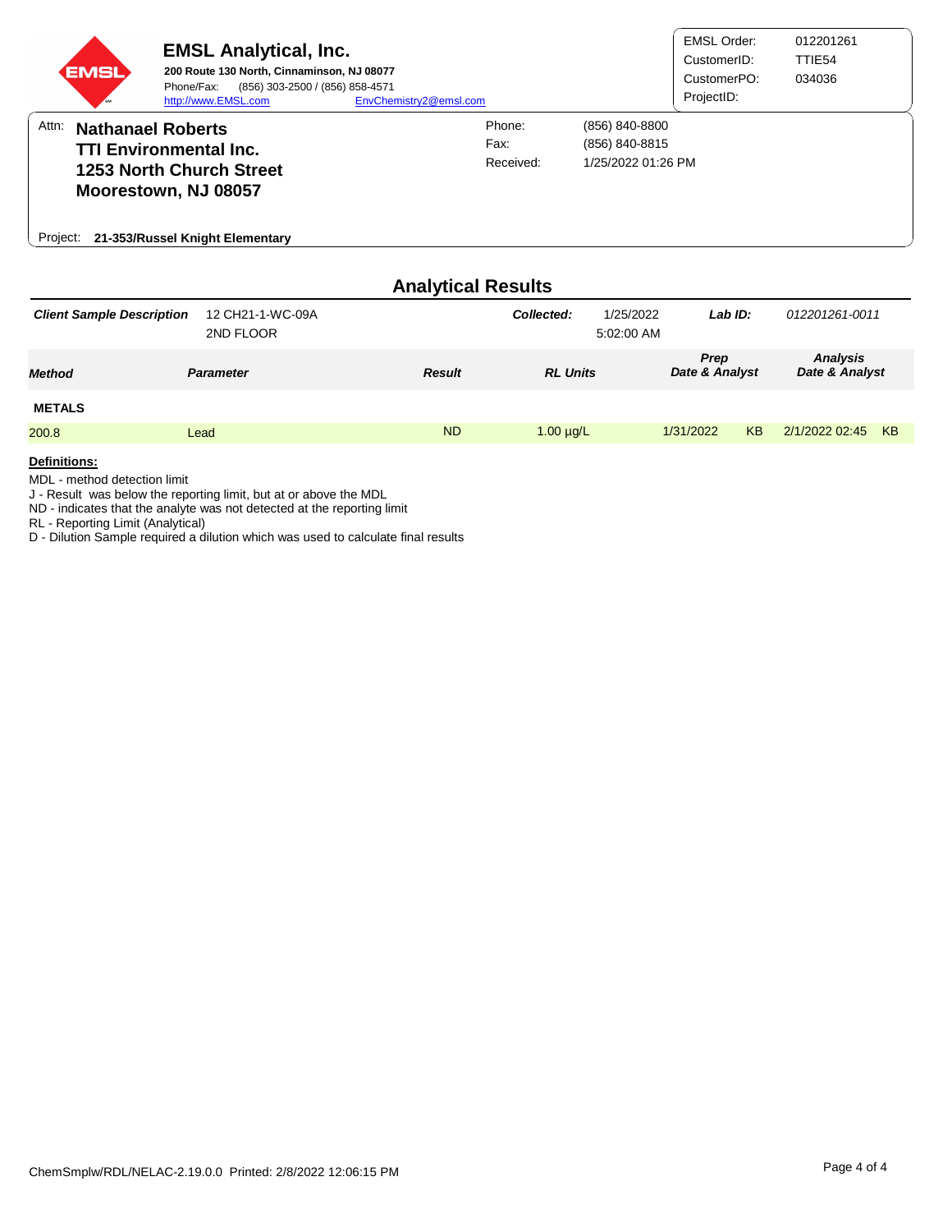# EMSL Analytical, Inc.

**200 Route 130 North, Cinnaminson, NJ 08077**
Phone/Fax: (856) 303-2500 / (856) 858-4571
http://www.EMSL.com EnvChemistry2@emsl.com

| | |
|---|---|
| EMSL Order: | 012201261 |
| CustomerID: | TTIE54 |
| CustomerPO: | 034036 |
| ProjectID: | |

Attn: **Nathanael Roberts**
**TTI Environmental Inc.**
**1253 North Church Street**
**Moorestown, NJ 08057**

| | |
|---|---|
| Phone: | (856) 840-8800 |
| Fax: | (856) 840-8815 |
| Received: | 1/25/2022 01:26 PM |

Project: **21-353/Russel Knight Elementary**

## Analytical Results

| | | | | | |
|---|---|---|---|---|---|
| ***Client Sample Description*** | 12 CH21-1-WC-09A 2ND FLOOR | ***Collected:*** | 1/25/2022 5:02:00 AM | ***Lab ID:*** | *012201261-0011* |

| *Method* | *Parameter* | *Result* | *RL Units* | *Prep Date & Analyst* | *Analysis Date & Analyst* |
|---|---|---|---|---|---|
| **METALS** | | | | | |
| 200.8 | Lead | ND | 1.00 µg/L | 1/31/2022 KB | 2/1/2022 02:45 KB |

**Definitions:**

MDL - method detection limit
J - Result was below the reporting limit, but at or above the MDL
ND - indicates that the analyte was not detected at the reporting limit
RL - Reporting Limit (Analytical)
D - Dilution Sample required a dilution which was used to calculate final results

ChemSmplw/RDL/NELAC-2.19.0.0 Printed: 2/8/2022 12:06:15 PM